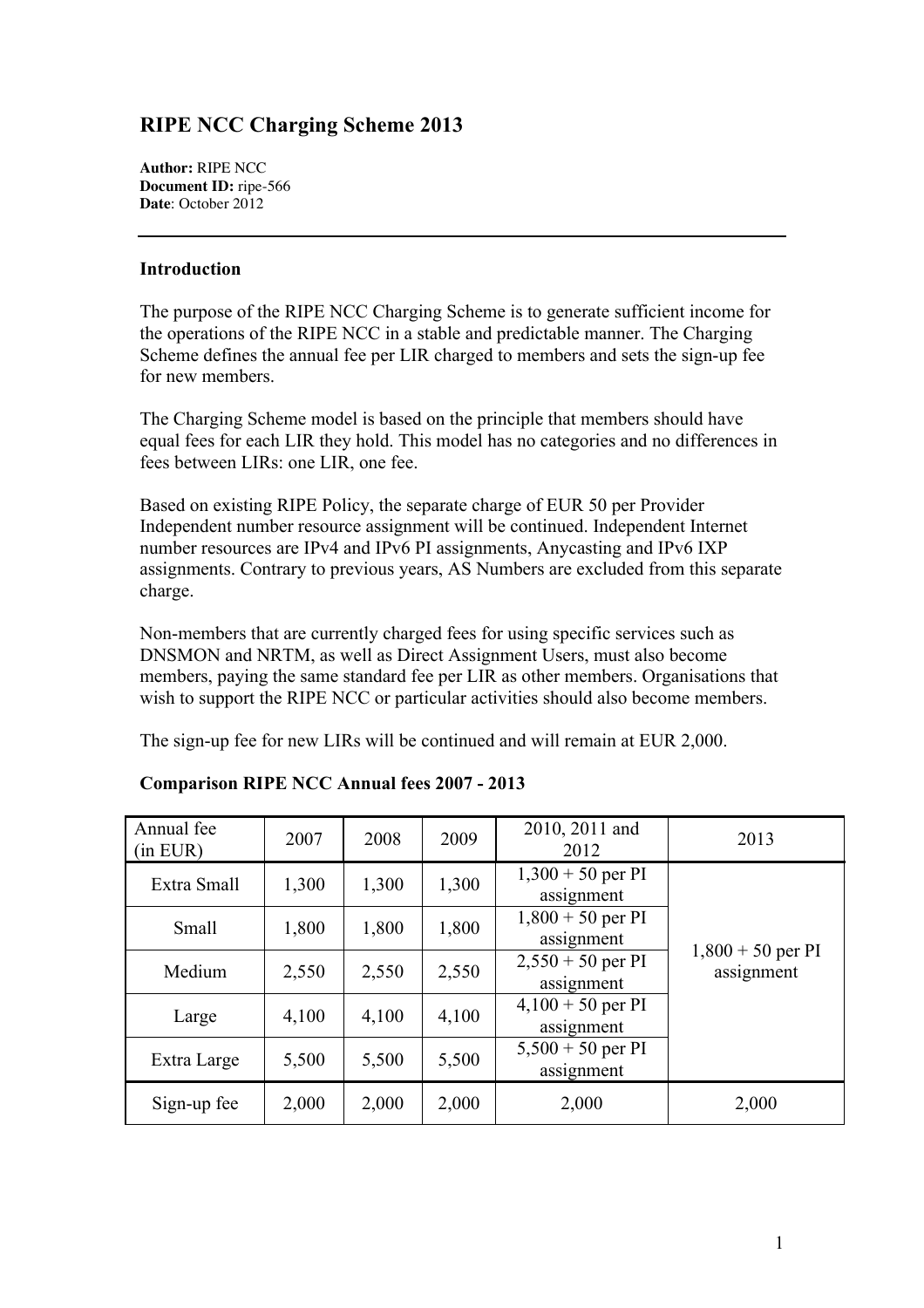# RIPE NCC Charging Scheme 2013

**Author:** RIPE NCC
**Document ID:** ripe-566
**Date**: October 2012

---

**Introduction**

The purpose of the RIPE NCC Charging Scheme is to generate sufficient income for the operations of the RIPE NCC in a stable and predictable manner. The Charging Scheme defines the annual fee per LIR charged to members and sets the sign-up fee for new members.

The Charging Scheme model is based on the principle that members should have equal fees for each LIR they hold. This model has no categories and no differences in fees between LIRs: one LIR, one fee.

Based on existing RIPE Policy, the separate charge of EUR 50 per Provider Independent number resource assignment will be continued. Independent Internet number resources are IPv4 and IPv6 PI assignments, Anycasting and IPv6 IXP assignments. Contrary to previous years, AS Numbers are excluded from this separate charge.

Non-members that are currently charged fees for using specific services such as DNSMON and NRTM, as well as Direct Assignment Users, must also become members, paying the same standard fee per LIR as other members. Organisations that wish to support the RIPE NCC or particular activities should also become members.

The sign-up fee for new LIRs will be continued and will remain at EUR 2,000.

**Comparison RIPE NCC Annual fees 2007 - 2013**

| Annual fee (in EUR) | 2007 | 2008 | 2009 | 2010, 2011 and 2012 | 2013 |
|---|---|---|---|---|---|
| Extra Small | 1,300 | 1,300 | 1,300 | 1,300 + 50 per PI assignment | 1,800 + 50 per PI assignment |
| Small | 1,800 | 1,800 | 1,800 | 1,800 + 50 per PI assignment | |
| Medium | 2,550 | 2,550 | 2,550 | 2,550 + 50 per PI assignment | |
| Large | 4,100 | 4,100 | 4,100 | 4,100 + 50 per PI assignment | |
| Extra Large | 5,500 | 5,500 | 5,500 | 5,500 + 50 per PI assignment | |
| Sign-up fee | 2,000 | 2,000 | 2,000 | 2,000 | 2,000 |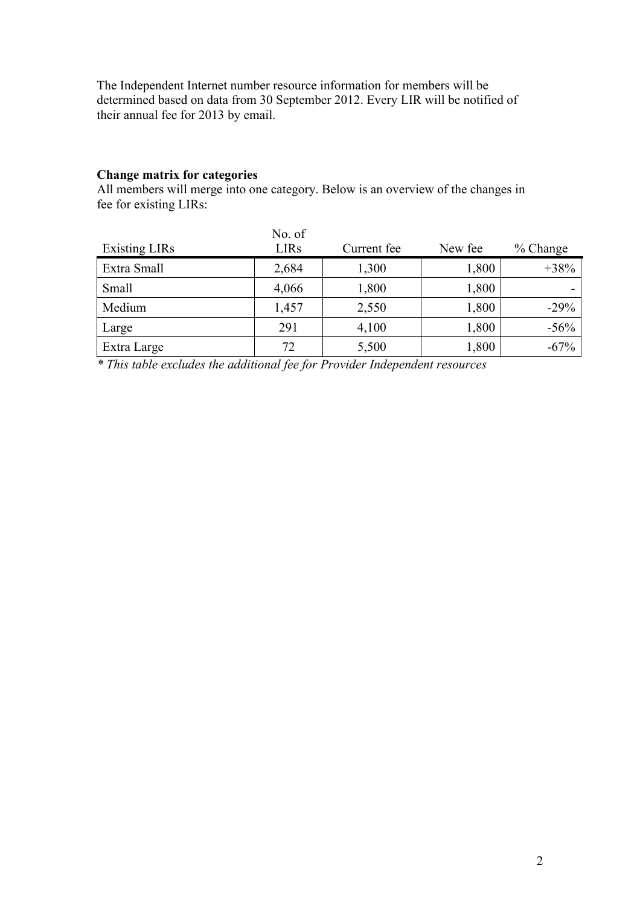The Independent Internet number resource information for members will be determined based on data from 30 September 2012. Every LIR will be notified of their annual fee for 2013 by email.

**Change matrix for categories**

All members will merge into one category. Below is an overview of the changes in fee for existing LIRs:

| Existing LIRs | No. of LIRs | Current fee | New fee | % Change |
|---|---|---|---|---|
| Extra Small | 2,684 | 1,300 | 1,800 | +38% |
| Small | 4,066 | 1,800 | 1,800 | - |
| Medium | 1,457 | 2,550 | 1,800 | -29% |
| Large | 291 | 4,100 | 1,800 | -56% |
| Extra Large | 72 | 5,500 | 1,800 | -67% |

*\* This table excludes the additional fee for Provider Independent resources*